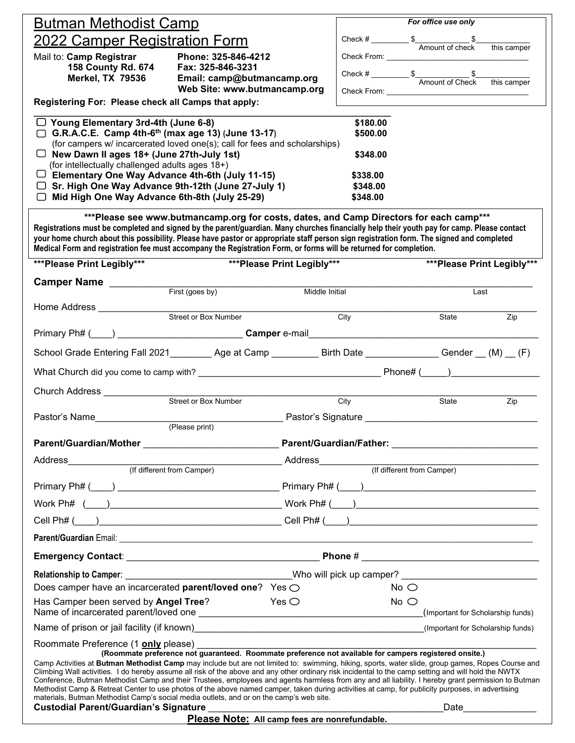# Butman Methodist Camp

# 2022 Camper Registration Form

Mail to: **Camp Registrar**
**158 County Rd. 674**
**Merkel, TX 79536**

**Phone: 325-846-4212**
**Fax: 325-846-3231**
**Email: camp@butmancamp.org**
**Web Site: www.butmancamp.org**

*For office use only*

Check # ________ $____________ $____________
Amount of check this camper

Check From: ______________________________

Check # ________ $____________ $____________
Amount of Check this camper

Check From: ______________________________

**Registering For: Please check all Camps that apply:**

| | |
|---|---|
| ☐ **Young Elementary 3rd-4th (June 6-8)** | **$180.00** |
| ☐ **G.R.A.C.E. Camp 4th-6th (max age 13) (June 13-17)** (for campers w/ incarcerated loved one(s); call for fees and scholarships) | **$500.00** |
| ☐ **New Dawn II ages 18+ (June 27th-July 1st)** (for intellectually challenged adults ages 18+) | **$348.00** |
| ☐ **Elementary One Way Advance 4th-6th (July 11-15)** | **$338.00** |
| ☐ **Sr. High One Way Advance 9th-12th (June 27-July 1)** | **$348.00** |
| ☐ **Mid High One Way Advance 6th-8th (July 25-29)** | **$348.00** |

**\*\*\*Please see www.butmancamp.org for costs, dates, and Camp Directors for each camp\*\*\***

**Registrations must be completed and signed by the parent/guardian. Many churches financially help their youth pay for camp. Please contact your home church about this possibility. Please have pastor or appropriate staff person sign registration form. The signed and completed Medical Form and registration fee must accompany the Registration Form, or forms will be returned for completion.**

**\*\*\*Please Print Legibly\*\*\*** **\*\*\*Please Print Legibly\*\*\*** **\*\*\*Please Print Legibly\*\*\***

**Camper Name** ______________________________________________________________
First (goes by) Middle Initial Last

Home Address ______________________________________________________________
Street or Box Number City State Zip

Primary Ph# (____) ______________________ **Camper** e-mail______________________________

School Grade Entering Fall 2021________ Age at Camp _________ Birth Date _____________ Gender __ (M) __ (F)

What Church did you come to camp with? __________________________________ Phone# (_____)________________

Church Address ______________________________________________________________
Street or Box Number City State Zip

Pastor's Name__________________________________ Pastor's Signature ______________________________
(Please print)

**Parent/Guardian/Mother** _________________________ **Parent/Guardian/Father:** __________________________

Address________________________________________ Address________________________________________
(If different from Camper) (If different from Camper)

Primary Ph# (____) _____________________________ Primary Ph# (____)________________________________

Work Ph# (____)_________________________________ Work Ph# (____)__________________________________

Cell Ph# (____)__________________________________ Cell Ph# (____)___________________________________

**Parent/Guardian** Email: ______________________________________________________________

**Emergency Contact**: ___________________________________ **Phone #** ______________________________

**Relationship to Camper**: ______________________________Who will pick up camper? __________________________

Does camper have an incarcerated **parent/loved one**? Yes ◯ No ◯

Has Camper been served by **Angel Tree**? Yes ◯ No ◯

Name of incarcerated parent/loved one ________________________________________(Important for Scholarship funds)

Name of prison or jail facility (if known)________________________________________(Important for Scholarship funds)

Roommate Preference (1 **only** please) ______________________________________________________________

**(Roommate preference not guaranteed. Roommate preference not available for campers registered onsite.)**

Camp Activities at **Butman Methodist Camp** may include but are not limited to: swimming, hiking, sports, water slide, group games, Ropes Course and Climbing Wall activities. I do hereby assume all risk of the above and any other ordinary risk incidental to the camp setting and will hold the NWTX Conference, Butman Methodist Camp and their Trustees, employees and agents harmless from any and all liability. I hereby grant permission to Butman Methodist Camp & Retreat Center to use photos of the above named camper, taken during activities at camp, for publicity purposes, in advertising materials, Butman Methodist Camp's social media outlets, and or on the camp's web site.

**Custodial Parent/Guardian's Signature** ____________________________________________Date_____________

**Please Note: All camp fees are nonrefundable.**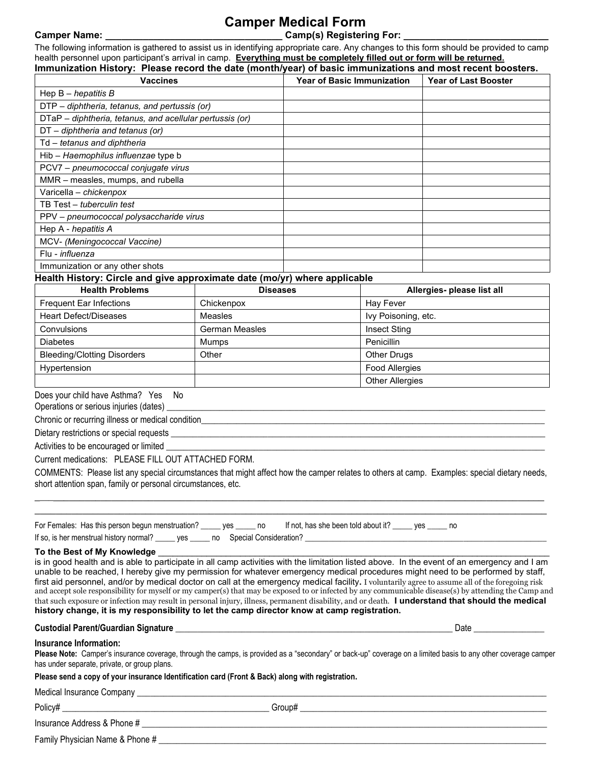# Camper Medical Form

**Camper Name:** _________________________________ **Camp(s) Registering For:** ___________________________

The following information is gathered to assist us in identifying appropriate care. Any changes to this form should be provided to camp health personnel upon participant's arrival in camp. **Everything must be completely filled out or form will be returned.**

**Immunization History: Please record the date (month/year) of basic immunizations and most recent boosters.**

| Vaccines | Year of Basic Immunization | Year of Last Booster |
|---|---|---|
| Hep B – *hepatitis B* | | |
| DTP – *diphtheria, tetanus, and pertussis (or)* | | |
| DTaP – *diphtheria, tetanus, and acellular pertussis (or)* | | |
| DT – *diphtheria and tetanus (or)* | | |
| Td – *tetanus and diphtheria* | | |
| Hib – *Haemophilus influenzae* type b | | |
| PCV7 – *pneumococcal conjugate virus* | | |
| MMR – measles, mumps, and rubella | | |
| Varicella – *chickenpox* | | |
| TB Test – *tuberculin test* | | |
| PPV – *pneumococcal polysaccharide virus* | | |
| Hep A - *hepatitis A* | | |
| MCV- *(Meningococcal Vaccine)* | | |
| Flu - *influenza* | | |
| Immunization or any other shots | | |

**Health History: Circle and give approximate date (mo/yr) where applicable**

| Health Problems | Diseases | Allergies- please list all |
|---|---|---|
| Frequent Ear Infections | Chickenpox | Hay Fever |
| Heart Defect/Diseases | Measles | Ivy Poisoning, etc. |
| Convulsions | German Measles | Insect Sting |
| Diabetes | Mumps | Penicillin |
| Bleeding/Clotting Disorders | Other | Other Drugs |
| Hypertension | | Food Allergies |
| | | Other Allergies |

Does your child have Asthma? Yes No

Operations or serious injuries (dates) ______________________________________________________________________________

Chronic or recurring illness or medical condition______________________________________________________________________

Dietary restrictions or special requests _____________________________________________________________________________

Activities to be encouraged or limited ______________________________________________________________________________

Current medications: PLEASE FILL OUT ATTACHED FORM.

COMMENTS: Please list any special circumstances that might affect how the camper relates to others at camp. Examples: special dietary needs, short attention span, family or personal circumstances, etc.

______________________________________________________________________________________________________

______________________________________________________________________________________________________

For Females: Has this person begun menstruation? _____ yes _____ no If not, has she been told about it? _____ yes _____ no

If so, is her menstrual history normal? _____ yes _____ no Special Consideration? ________________________________________

**To the Best of My Knowledge** ____________________________________________________________________________

**is in good health and is able to participate in all camp activities with the limitation listed above. In the event of an emergency and I am unable to be reached, I hereby give my permission for whatever emergency medical procedures might need to be performed by staff, first aid personnel, and/or by medical doctor on call at the emergency medical facility.** I voluntarily agree to assume all of the foregoing risk and accept sole responsibility for myself or my camper(s) that may be exposed to or infected by any communicable disease(s) by attending the Camp and that such exposure or infection may result in personal injury, illness, permanent disability, and or death. **I understand that should the medical history change, it is my responsibility to let the camp director know at camp registration.**

**Custodial Parent/Guardian Signature** ____________________________________________________________ Date _______________

**Insurance Information:**

**Please Note:** Camper's insurance coverage, through the camps, is provided as a "secondary" or back-up" coverage on a limited basis to any other coverage camper has under separate, private, or group plans.

**Please send a copy of your insurance Identification card (Front & Back) along with registration.**

Medical Insurance Company ______________________________________________________________________________

Policy# ____________________________________________ Group# ____________________________________________

Insurance Address & Phone # _____________________________________________________________________________

Family Physician Name & Phone # _________________________________________________________________________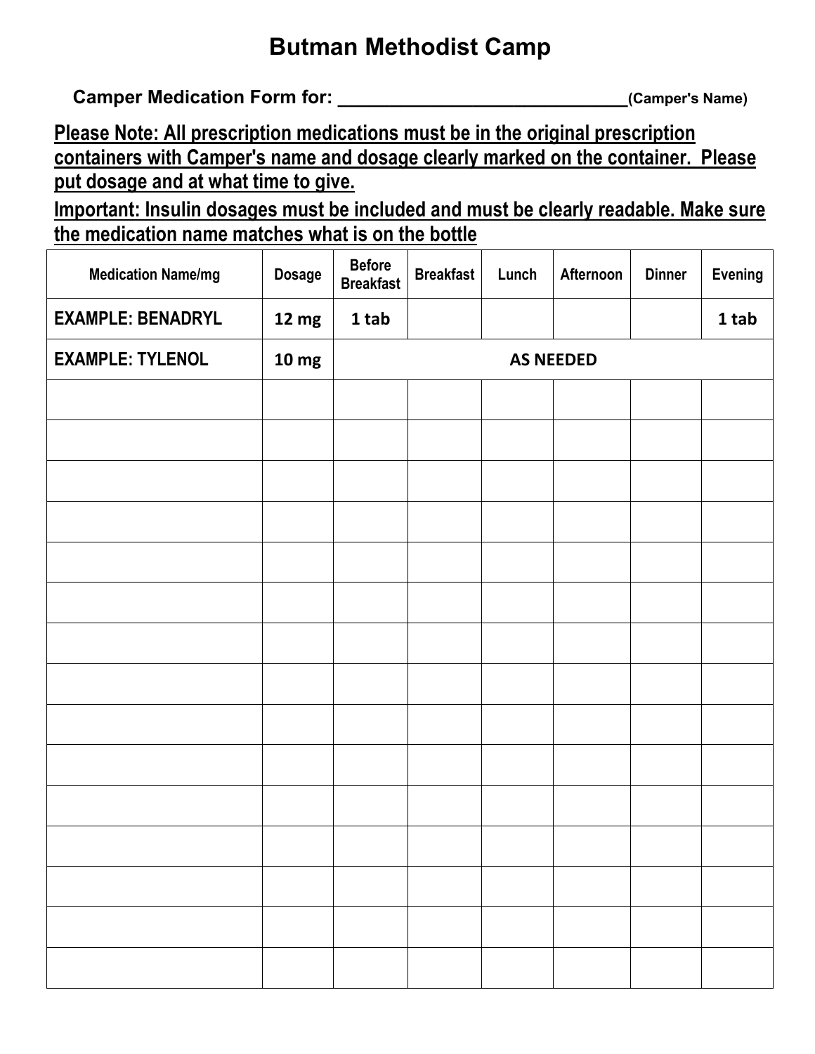# Butman Methodist Camp

**Camper Medication Form for: ____________________________(Camper's Name)**

**Please Note: All prescription medications must be in the original prescription containers with Camper's name and dosage clearly marked on the container. Please put dosage and at what time to give.**

**Important: Insulin dosages must be included and must be clearly readable. Make sure the medication name matches what is on the bottle**

| Medication Name/mg | Dosage | Before Breakfast | Breakfast | Lunch | Afternoon | Dinner | Evening |
|---|---|---|---|---|---|---|---|
| EXAMPLE: BENADRYL | 12 mg | 1 tab | | | | | 1 tab |
| EXAMPLE: TYLENOL | 10 mg | AS NEEDED | | | | | |
| | | | | | | | |
| | | | | | | | |
| | | | | | | | |
| | | | | | | | |
| | | | | | | | |
| | | | | | | | |
| | | | | | | | |
| | | | | | | | |
| | | | | | | | |
| | | | | | | | |
| | | | | | | | |
| | | | | | | | |
| | | | | | | | |
| | | | | | | | |
| | | | | | | | |